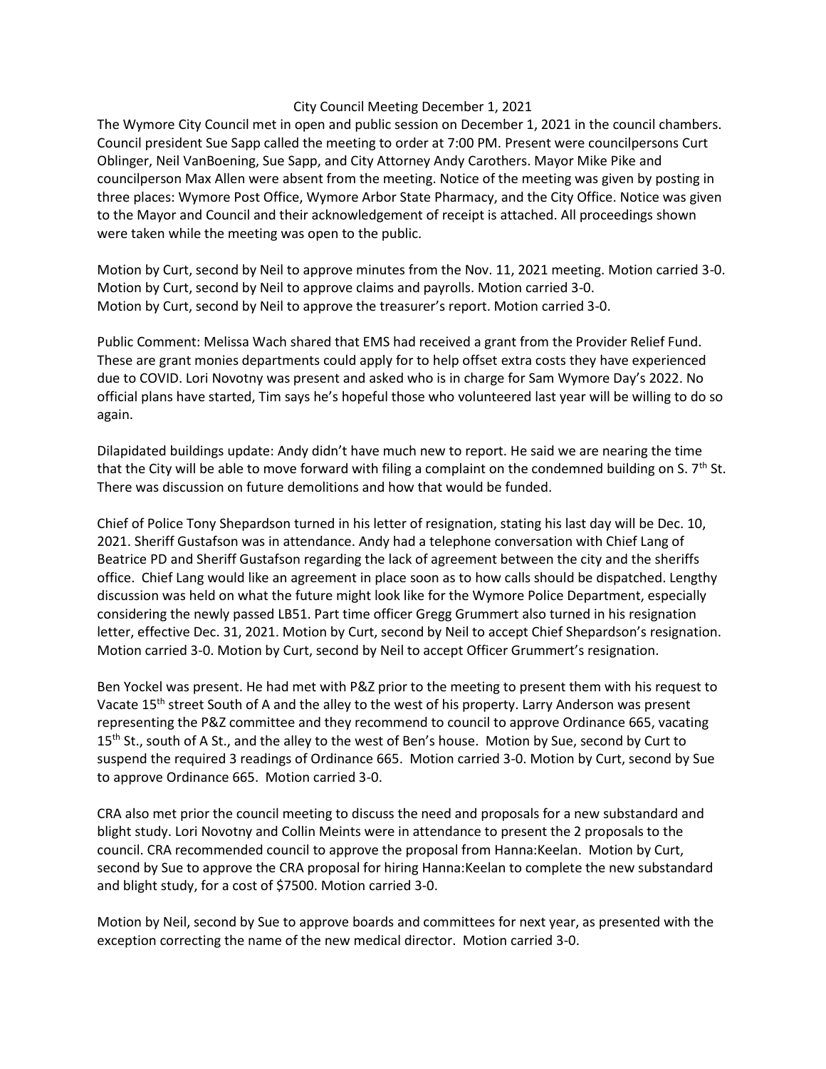# City Council Meeting December 1, 2021

The Wymore City Council met in open and public session on December 1, 2021 in the council chambers. Council president Sue Sapp called the meeting to order at 7:00 PM. Present were councilpersons Curt Oblinger, Neil VanBoening, Sue Sapp, and City Attorney Andy Carothers. Mayor Mike Pike and councilperson Max Allen were absent from the meeting. Notice of the meeting was given by posting in three places: Wymore Post Office, Wymore Arbor State Pharmacy, and the City Office. Notice was given to the Mayor and Council and their acknowledgement of receipt is attached. All proceedings shown were taken while the meeting was open to the public.

Motion by Curt, second by Neil to approve minutes from the Nov. 11, 2021 meeting. Motion carried 3-0.
Motion by Curt, second by Neil to approve claims and payrolls. Motion carried 3-0.
Motion by Curt, second by Neil to approve the treasurer's report. Motion carried 3-0.

Public Comment: Melissa Wach shared that EMS had received a grant from the Provider Relief Fund. These are grant monies departments could apply for to help offset extra costs they have experienced due to COVID. Lori Novotny was present and asked who is in charge for Sam Wymore Day's 2022. No official plans have started, Tim says he's hopeful those who volunteered last year will be willing to do so again.

Dilapidated buildings update: Andy didn't have much new to report. He said we are nearing the time that the City will be able to move forward with filing a complaint on the condemned building on S. 7th St. There was discussion on future demolitions and how that would be funded.

Chief of Police Tony Shepardson turned in his letter of resignation, stating his last day will be Dec. 10, 2021. Sheriff Gustafson was in attendance. Andy had a telephone conversation with Chief Lang of Beatrice PD and Sheriff Gustafson regarding the lack of agreement between the city and the sheriffs office. Chief Lang would like an agreement in place soon as to how calls should be dispatched. Lengthy discussion was held on what the future might look like for the Wymore Police Department, especially considering the newly passed LB51. Part time officer Gregg Grummert also turned in his resignation letter, effective Dec. 31, 2021. Motion by Curt, second by Neil to accept Chief Shepardson's resignation. Motion carried 3-0. Motion by Curt, second by Neil to accept Officer Grummert's resignation.

Ben Yockel was present. He had met with P&Z prior to the meeting to present them with his request to Vacate 15th street South of A and the alley to the west of his property. Larry Anderson was present representing the P&Z committee and they recommend to council to approve Ordinance 665, vacating 15th St., south of A St., and the alley to the west of Ben's house. Motion by Sue, second by Curt to suspend the required 3 readings of Ordinance 665. Motion carried 3-0. Motion by Curt, second by Sue to approve Ordinance 665. Motion carried 3-0.

CRA also met prior the council meeting to discuss the need and proposals for a new substandard and blight study. Lori Novotny and Collin Meints were in attendance to present the 2 proposals to the council. CRA recommended council to approve the proposal from Hanna:Keelan. Motion by Curt, second by Sue to approve the CRA proposal for hiring Hanna:Keelan to complete the new substandard and blight study, for a cost of $7500. Motion carried 3-0.

Motion by Neil, second by Sue to approve boards and committees for next year, as presented with the exception correcting the name of the new medical director. Motion carried 3-0.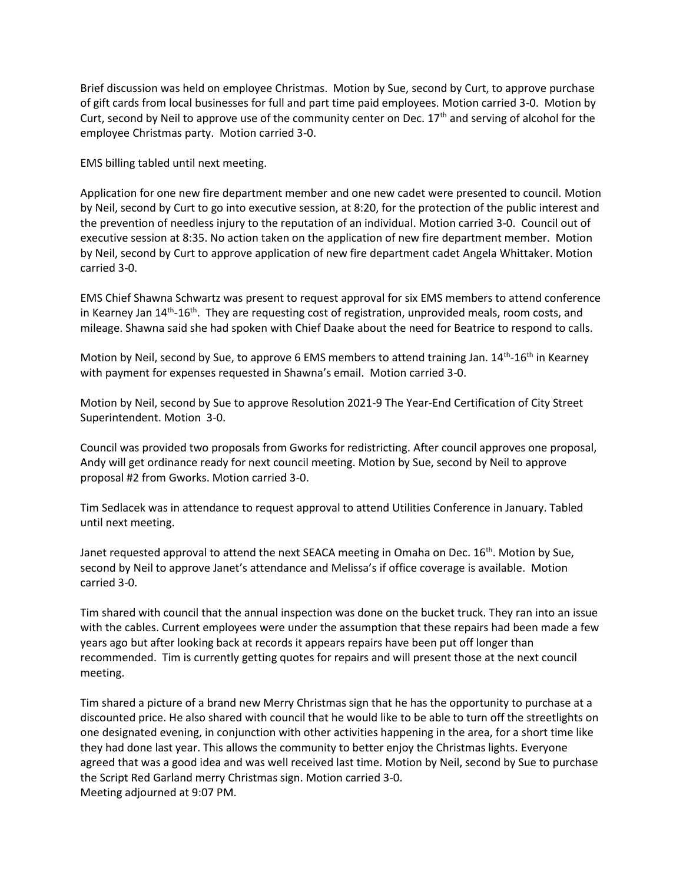Brief discussion was held on employee Christmas. Motion by Sue, second by Curt, to approve purchase of gift cards from local businesses for full and part time paid employees. Motion carried 3-0. Motion by Curt, second by Neil to approve use of the community center on Dec. 17th and serving of alcohol for the employee Christmas party. Motion carried 3-0.

EMS billing tabled until next meeting.

Application for one new fire department member and one new cadet were presented to council. Motion by Neil, second by Curt to go into executive session, at 8:20, for the protection of the public interest and the prevention of needless injury to the reputation of an individual. Motion carried 3-0. Council out of executive session at 8:35. No action taken on the application of new fire department member. Motion by Neil, second by Curt to approve application of new fire department cadet Angela Whittaker. Motion carried 3-0.

EMS Chief Shawna Schwartz was present to request approval for six EMS members to attend conference in Kearney Jan 14th-16th. They are requesting cost of registration, unprovided meals, room costs, and mileage. Shawna said she had spoken with Chief Daake about the need for Beatrice to respond to calls.

Motion by Neil, second by Sue, to approve 6 EMS members to attend training Jan. 14th-16th in Kearney with payment for expenses requested in Shawna's email. Motion carried 3-0.

Motion by Neil, second by Sue to approve Resolution 2021-9 The Year-End Certification of City Street Superintendent. Motion 3-0.

Council was provided two proposals from Gworks for redistricting. After council approves one proposal, Andy will get ordinance ready for next council meeting. Motion by Sue, second by Neil to approve proposal #2 from Gworks. Motion carried 3-0.

Tim Sedlacek was in attendance to request approval to attend Utilities Conference in January. Tabled until next meeting.

Janet requested approval to attend the next SEACA meeting in Omaha on Dec. 16th. Motion by Sue, second by Neil to approve Janet's attendance and Melissa's if office coverage is available. Motion carried 3-0.

Tim shared with council that the annual inspection was done on the bucket truck. They ran into an issue with the cables. Current employees were under the assumption that these repairs had been made a few years ago but after looking back at records it appears repairs have been put off longer than recommended. Tim is currently getting quotes for repairs and will present those at the next council meeting.

Tim shared a picture of a brand new Merry Christmas sign that he has the opportunity to purchase at a discounted price. He also shared with council that he would like to be able to turn off the streetlights on one designated evening, in conjunction with other activities happening in the area, for a short time like they had done last year. This allows the community to better enjoy the Christmas lights. Everyone agreed that was a good idea and was well received last time. Motion by Neil, second by Sue to purchase the Script Red Garland merry Christmas sign. Motion carried 3-0.
Meeting adjourned at 9:07 PM.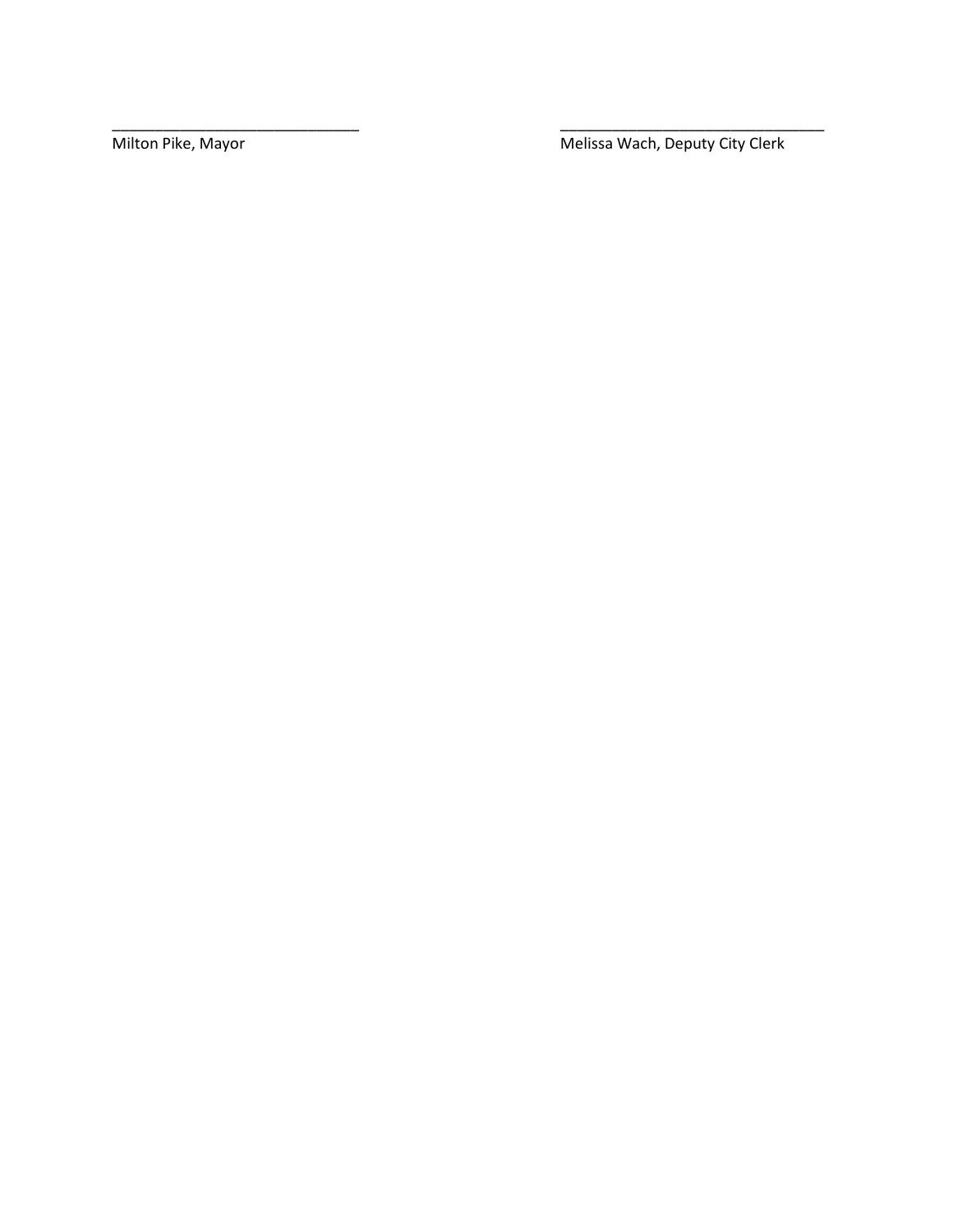\_\_\_\_\_\_\_\_\_\_\_\_\_\_\_\_\_\_\_\_\_\_\_\_\_\_\_\_\_\_
Milton Pike, Mayor

\_\_\_\_\_\_\_\_\_\_\_\_\_\_\_\_\_\_\_\_\_\_\_\_\_\_\_\_\_\_\_\_\_
Melissa Wach, Deputy City Clerk